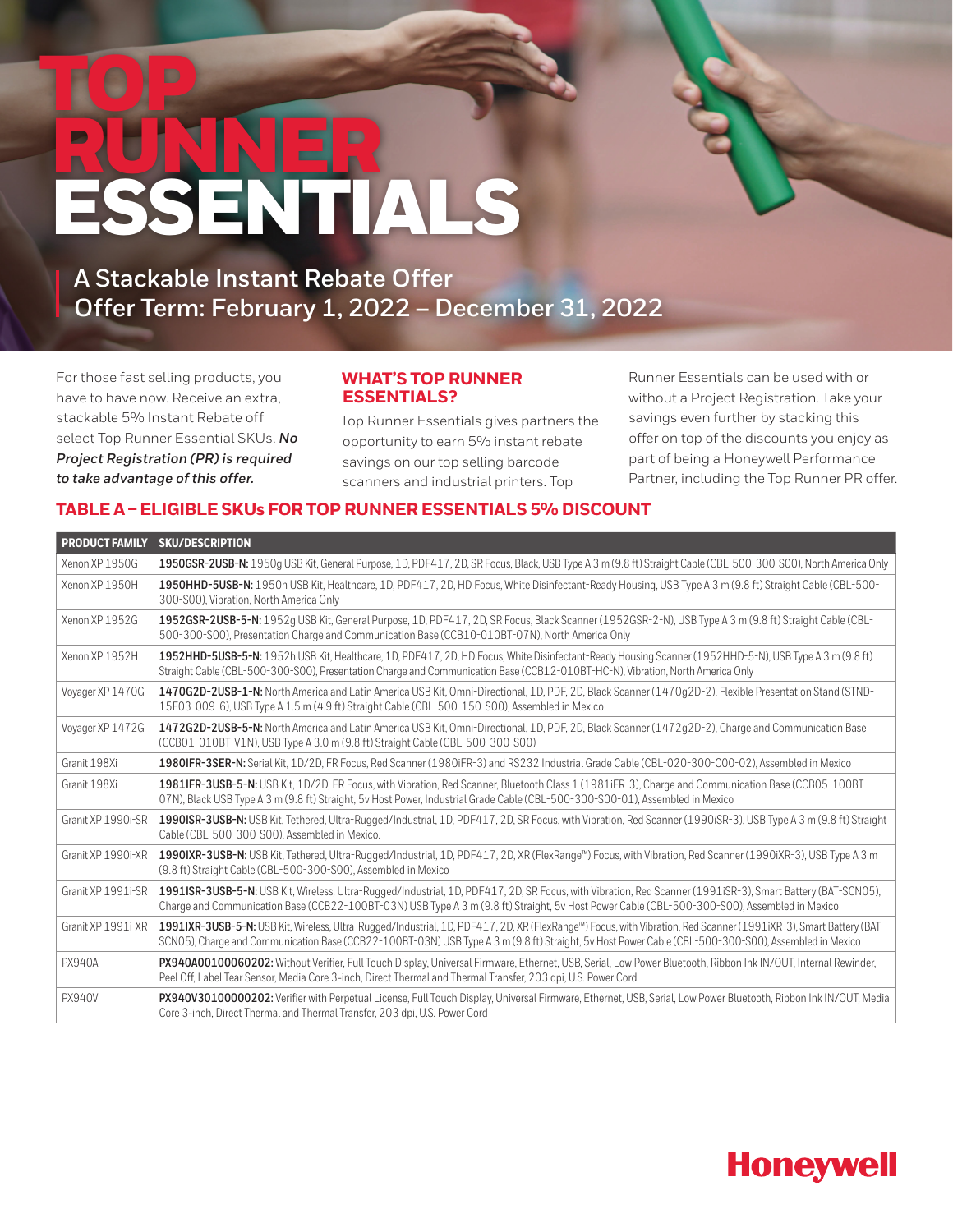# TOP RUNNER ESSENTIALS

**A Stackable Instant Rebate Offer**
**Offer Term: February 1, 2022 – December 31, 2022**

For those fast selling products, you have to have now. Receive an extra, stackable 5% Instant Rebate off select Top Runner Essential SKUs. ***No Project Registration (PR) is required to take advantage of this offer.***

## WHAT'S TOP RUNNER ESSENTIALS?

Top Runner Essentials gives partners the opportunity to earn 5% instant rebate savings on our top selling barcode scanners and industrial printers. Top Runner Essentials can be used with or without a Project Registration. Take your savings even further by stacking this offer on top of the discounts you enjoy as part of being a Honeywell Performance Partner, including the Top Runner PR offer.

## TABLE A – ELIGIBLE SKUs FOR TOP RUNNER ESSENTIALS 5% DISCOUNT

| PRODUCT FAMILY | SKU/DESCRIPTION |
|---|---|
| Xenon XP 1950G | **1950GSR-2USB-N:** 1950g USB Kit, General Purpose, 1D, PDF417, 2D, SR Focus, Black, USB Type A 3 m (9.8 ft) Straight Cable (CBL-500-300-S00), North America Only |
| Xenon XP 1950H | **1950HHD-5USB-N:** 1950h USB Kit, Healthcare, 1D, PDF417, 2D, HD Focus, White Disinfectant-Ready Housing, USB Type A 3 m (9.8 ft) Straight Cable (CBL-500-300-S00), Vibration, North America Only |
| Xenon XP 1952G | **1952GSR-2USB-5-N:** 1952g USB Kit, General Purpose, 1D, PDF417, 2D, SR Focus, Black Scanner (1952GSR-2-N), USB Type A 3 m (9.8 ft) Straight Cable (CBL-500-300-S00), Presentation Charge and Communication Base (CCB10-010BT-07N), North America Only |
| Xenon XP 1952H | **1952HHD-5USB-5-N:** 1952h USB Kit, Healthcare, 1D, PDF417, 2D, HD Focus, White Disinfectant-Ready Housing Scanner (1952HHD-5-N), USB Type A 3 m (9.8 ft) Straight Cable (CBL-500-300-S00), Presentation Charge and Communication Base (CCB12-010BT-HC-N), Vibration, North America Only |
| Voyager XP 1470G | **1470G2D-2USB-1-N:** North America and Latin America USB Kit, Omni-Directional, 1D, PDF, 2D, Black Scanner (1470g2D-2), Flexible Presentation Stand (STND-15F03-009-6), USB Type A 1.5 m (4.9 ft) Straight Cable (CBL-500-150-S00), Assembled in Mexico |
| Voyager XP 1472G | **1472G2D-2USB-5-N:** North America and Latin America USB Kit, Omni-Directional, 1D, PDF, 2D, Black Scanner (1472g2D-2), Charge and Communication Base (CCB01-010BT-V1N), USB Type A 3.0 m (9.8 ft) Straight Cable (CBL-500-300-S00) |
| Granit 198Xi | **1980IFR-3SER-N:** Serial Kit, 1D/2D, FR Focus, Red Scanner (1980iFR-3) and RS232 Industrial Grade Cable (CBL-020-300-C00-02), Assembled in Mexico |
| Granit 198Xi | **1981IFR-3USB-5-N:** USB Kit, 1D/2D, FR Focus, with Vibration, Red Scanner, Bluetooth Class 1 (1981iFR-3), Charge and Communication Base (CCB05-100BT-07N), Black USB Type A 3 m (9.8 ft) Straight, 5v Host Power, Industrial Grade Cable (CBL-500-300-S00-01), Assembled in Mexico |
| Granit XP 1990i-SR | **1990ISR-3USB-N:** USB Kit, Tethered, Ultra-Rugged/Industrial, 1D, PDF417, 2D, SR Focus, with Vibration, Red Scanner (1990iSR-3), USB Type A 3 m (9.8 ft) Straight Cable (CBL-500-300-S00), Assembled in Mexico. |
| Granit XP 1990i-XR | **1990IXR-3USB-N:** USB Kit, Tethered, Ultra-Rugged/Industrial, 1D, PDF417, 2D, XR (FlexRange™) Focus, with Vibration, Red Scanner (1990iXR-3), USB Type A 3 m (9.8 ft) Straight Cable (CBL-500-300-S00), Assembled in Mexico |
| Granit XP 1991i-SR | **1991ISR-3USB-5-N:** USB Kit, Wireless, Ultra-Rugged/Industrial, 1D, PDF417, 2D, SR Focus, with Vibration, Red Scanner (1991iSR-3), Smart Battery (BAT-SCN05), Charge and Communication Base (CCB22-100BT-03N) USB Type A 3 m (9.8 ft) Straight, 5v Host Power Cable (CBL-500-300-S00), Assembled in Mexico |
| Granit XP 1991i-XR | **1991IXR-3USB-5-N:** USB Kit, Wireless, Ultra-Rugged/Industrial, 1D, PDF417, 2D, XR (FlexRange™) Focus, with Vibration, Red Scanner (1991iXR-3), Smart Battery (BAT-SCN05), Charge and Communication Base (CCB22-100BT-03N) USB Type A 3 m (9.8 ft) Straight, 5v Host Power Cable (CBL-500-300-S00), Assembled in Mexico |
| PX940A | **PX940A00100060202:** Without Verifier, Full Touch Display, Universal Firmware, Ethernet, USB, Serial, Low Power Bluetooth, Ribbon Ink IN/OUT, Internal Rewinder, Peel Off, Label Tear Sensor, Media Core 3-inch, Direct Thermal and Thermal Transfer, 203 dpi, U.S. Power Cord |
| PX940V | **PX940V30100000202:** Verifier with Perpetual License, Full Touch Display, Universal Firmware, Ethernet, USB, Serial, Low Power Bluetooth, Ribbon Ink IN/OUT, Media Core 3-inch, Direct Thermal and Thermal Transfer, 203 dpi, U.S. Power Cord |

Honeywell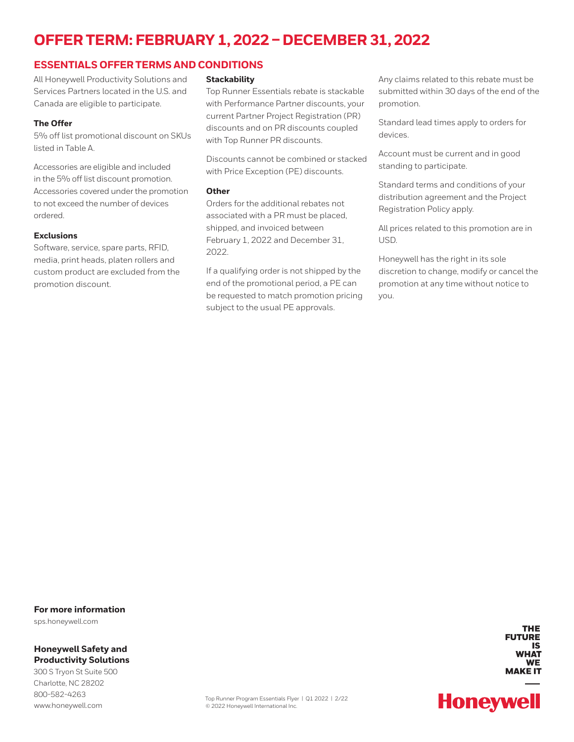# OFFER TERM: FEBRUARY 1, 2022 – DECEMBER 31, 2022

## ESSENTIALS OFFER TERMS AND CONDITIONS

All Honeywell Productivity Solutions and Services Partners located in the U.S. and Canada are eligible to participate.

**The Offer**

5% off list promotional discount on SKUs listed in Table A.

Accessories are eligible and included in the 5% off list discount promotion. Accessories covered under the promotion to not exceed the number of devices ordered.

**Exclusions**

Software, service, spare parts, RFID, media, print heads, platen rollers and custom product are excluded from the promotion discount.

**Stackability**

Top Runner Essentials rebate is stackable with Performance Partner discounts, your current Partner Project Registration (PR) discounts and on PR discounts coupled with Top Runner PR discounts.

Discounts cannot be combined or stacked with Price Exception (PE) discounts.

**Other**

Orders for the additional rebates not associated with a PR must be placed, shipped, and invoiced between February 1, 2022 and December 31, 2022.

If a qualifying order is not shipped by the end of the promotional period, a PE can be requested to match promotion pricing subject to the usual PE approvals.

Any claims related to this rebate must be submitted within 30 days of the end of the promotion.

Standard lead times apply to orders for devices.

Account must be current and in good standing to participate.

Standard terms and conditions of your distribution agreement and the Project Registration Policy apply.

All prices related to this promotion are in USD.

Honeywell has the right in its sole discretion to change, modify or cancel the promotion at any time without notice to you.

**For more information**

sps.honeywell.com

**Honeywell Safety and Productivity Solutions**

300 S Tryon St Suite 500
Charlotte, NC 28202
800-582-4263
www.honeywell.com

Top Runner Program Essentials Flyer | Q1 2022 | 2/22
© 2022 Honeywell International Inc.

THE FUTURE IS WHAT WE MAKE IT

Honeywell